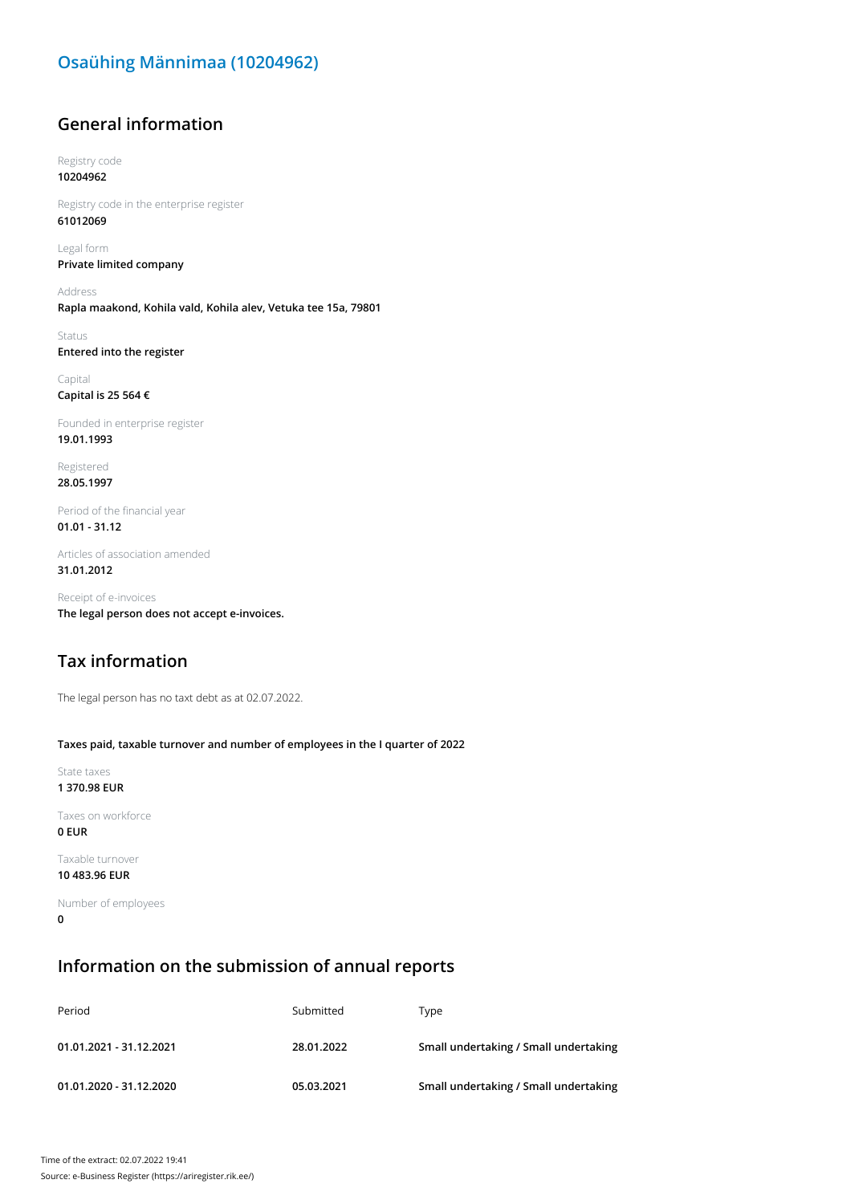# Osaühing Männimaa (10204962)

## General information

Registry code
**10204962**

Registry code in the enterprise register
**61012069**

Legal form
**Private limited company**

Address
**Rapla maakond, Kohila vald, Kohila alev, Vetuka tee 15a, 79801**

Status
**Entered into the register**

Capital
**Capital is 25 564 €**

Founded in enterprise register
**19.01.1993**

Registered
**28.05.1997**

Period of the financial year
**01.01 - 31.12**

Articles of association amended
**31.01.2012**

Receipt of e-invoices
**The legal person does not accept e-invoices.**

## Tax information

The legal person has no taxt debt as at 02.07.2022.

**Taxes paid, taxable turnover and number of employees in the I quarter of 2022**

State taxes
**1 370.98 EUR**

Taxes on workforce
**0 EUR**

Taxable turnover
**10 483.96 EUR**

Number of employees
**0**

## Information on the submission of annual reports

| Period | Submitted | Type |
| --- | --- | --- |
| **01.01.2021 - 31.12.2021** | **28.01.2022** | **Small undertaking / Small undertaking** |
| **01.01.2020 - 31.12.2020** | **05.03.2021** | **Small undertaking / Small undertaking** |

Time of the extract: 02.07.2022 19:41
Source: e-Business Register (https://ariregister.rik.ee/)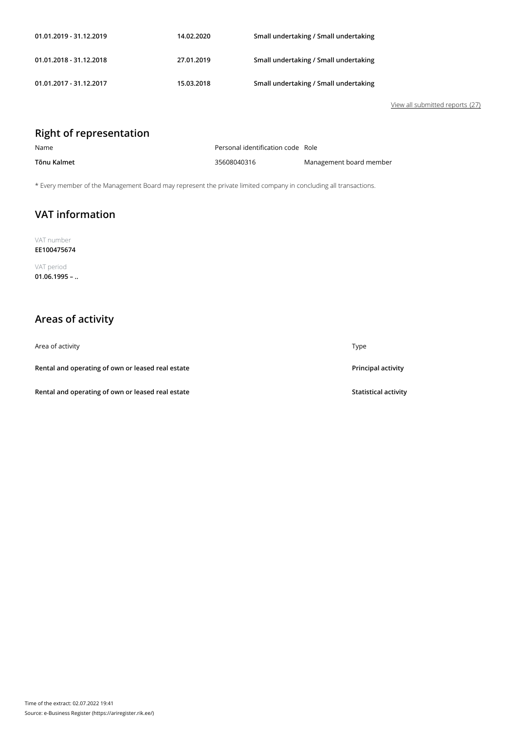| | | |
|---|---|---|
| 01.01.2019 - 31.12.2019 | 14.02.2020 | Small undertaking / Small undertaking |
| 01.01.2018 - 31.12.2018 | 27.01.2019 | Small undertaking / Small undertaking |
| 01.01.2017 - 31.12.2017 | 15.03.2018 | Small undertaking / Small undertaking |

View all submitted reports (27)

## Right of representation

| Name | Personal identification code | Role |
|---|---|---|
| **Tõnu Kalmet** | 35608040316 | Management board member |

* Every member of the Management Board may represent the private limited company in concluding all transactions.

## VAT information

VAT number
**EE100475674**

VAT period
**01.06.1995 – ..**

## Areas of activity

| Area of activity | Type |
|---|---|
| **Rental and operating of own or leased real estate** | **Principal activity** |
| **Rental and operating of own or leased real estate** | **Statistical activity** |

Time of the extract: 02.07.2022 19:41
Source: e-Business Register (https://ariregister.rik.ee/)